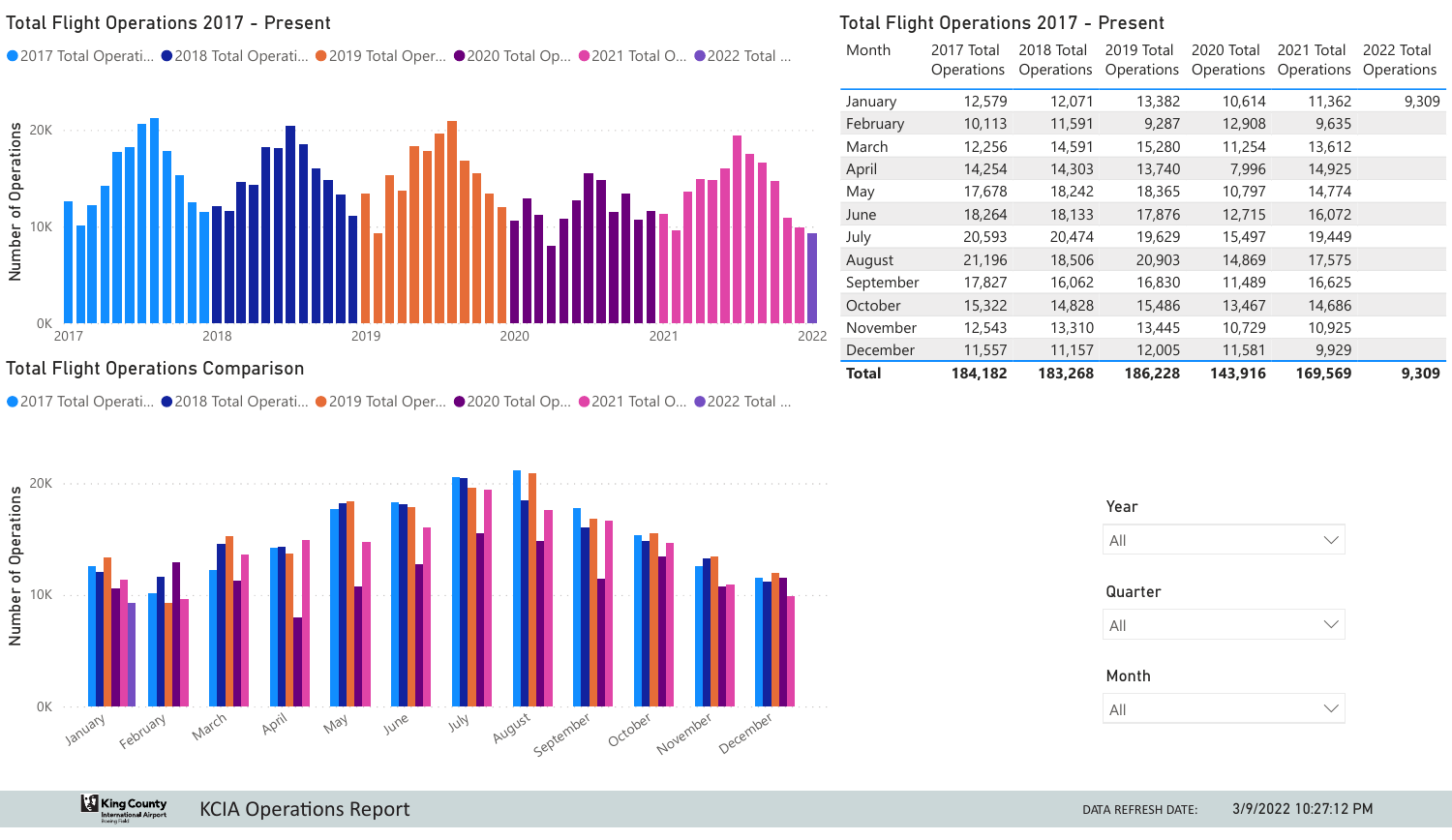## Total Flight Operations 2017 - Present

2017 Total Operati... | 2018 Total Operati... | 2019 Total Oper... | 2020 Total Op... | 2021 Total O... | 2022 Total ...

Number of Operations

20K

10K

0K

2017 2018 2019 2020 2021 2022

## Total Flight Operations 2017 - Present

| Month | 2017 Total Operations | 2018 Total Operations | 2019 Total Operations | 2020 Total Operations | 2021 Total Operations | 2022 Total Operations |
|---|---|---|---|---|---|---|
| January | 12,579 | 12,071 | 13,382 | 10,614 | 11,362 | 9,309 |
| February | 10,113 | 11,591 | 9,287 | 12,908 | 9,635 | |
| March | 12,256 | 14,591 | 15,280 | 11,254 | 13,612 | |
| April | 14,254 | 14,303 | 13,740 | 7,996 | 14,925 | |
| May | 17,678 | 18,242 | 18,365 | 10,797 | 14,774 | |
| June | 18,264 | 18,133 | 17,876 | 12,715 | 16,072 | |
| July | 20,593 | 20,474 | 19,629 | 15,497 | 19,449 | |
| August | 21,196 | 18,506 | 20,903 | 14,869 | 17,575 | |
| September | 17,827 | 16,062 | 16,830 | 11,489 | 16,625 | |
| October | 15,322 | 14,828 | 15,486 | 13,467 | 14,686 | |
| November | 12,543 | 13,310 | 13,445 | 10,729 | 10,925 | |
| December | 11,557 | 11,157 | 12,005 | 11,581 | 9,929 | |
| **Total** | **184,182** | **183,268** | **186,228** | **143,916** | **169,569** | **9,309** |

## Total Flight Operations Comparison

2017 Total Operati... | 2018 Total Operati... | 2019 Total Oper... | 2020 Total Op... | 2021 Total O... | 2022 Total ...

Number of Operations

20K

10K

0K

January February March April May June July August September October November December

Year: All

Quarter: All

Month: All

King County International Airport Boeing Field

KCIA Operations Report

DATA REFRESH DATE: 3/9/2022 10:27:12 PM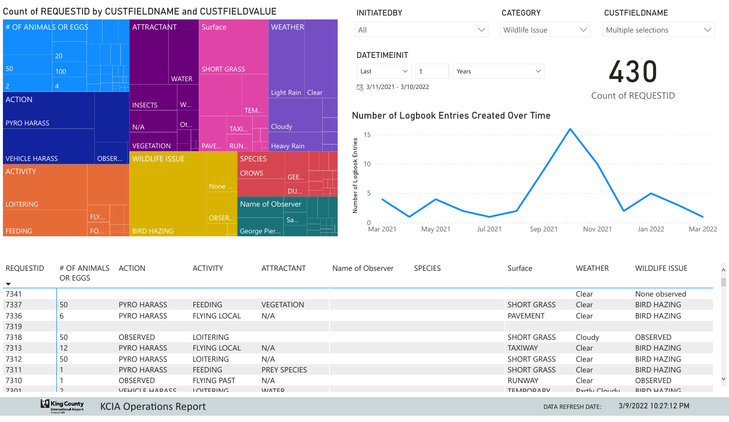## Count of REQUESTID by CUSTFIELDNAME and CUSTFIELDVALUE

# OF ANIMALS OR EGGS: 50, 20, 100, 2, 4
ACTION: PYRO HARASS, VEHICLE HARASS, OBSER...
ACTIVITY: LOITERING, FEEDING, FLY..., FO...
ATTRACTANT: WATER, INSECTS, W..., N/A, Ot..., VEGETATION
Surface: SHORT GRASS, TEM..., TAXI..., PAVE..., RUN...
WEATHER: Light Rain, Clear, Cloudy, Heavy Rain
WILDLIFE ISSUE: None ..., OBSER..., BIRD HAZING
SPECIES: CROWS, GEE..., DU...
Name of Observer: Sa..., George Pier...

INITIATEDBY: All

CATEGORY: Wildlife Issue

CUSTFIELDNAME: Multiple selections

DATETIMEINIT: Last 1 Years

3/11/2021 - 3/10/2022

**430**

Count of REQUESTID

## Number of Logbook Entries Created Over Time

Number of Logbook Entries: 0, 5, 10, 15

Mar 2021, May 2021, Jul 2021, Sep 2021, Nov 2021, Jan 2022, Mar 2022

| REQUESTID | # OF ANIMALS OR EGGS | ACTION | ACTIVITY | ATTRACTANT | Name of Observer | SPECIES | Surface | WEATHER | WILDLIFE ISSUE |
|---|---|---|---|---|---|---|---|---|---|
| 7341 | | | | | | | | Clear | None observed |
| 7337 | 50 | PYRO HARASS | FEEDING | VEGETATION | | | SHORT GRASS | Clear | BIRD HAZING |
| 7336 | 6 | PYRO HARASS | FLYING LOCAL | N/A | | | PAVEMENT | Clear | BIRD HAZING |
| 7319 | | | | | | | | | |
| 7318 | 50 | OBSERVED | LOITERING | | | | SHORT GRASS | Cloudy | OBSERVED |
| 7313 | 12 | PYRO HARASS | FLYING LOCAL | N/A | | | TAXIWAY | Clear | BIRD HAZING |
| 7312 | 50 | PYRO HARASS | LOITERING | N/A | | | SHORT GRASS | Clear | BIRD HAZING |
| 7311 | 1 | PYRO HARASS | FEEDING | PREY SPECIES | | | SHORT GRASS | Clear | BIRD HAZING |
| 7310 | 1 | OBSERVED | FLYING PAST | N/A | | | RUNWAY | Clear | OBSERVED |
| 7301 | 2 | VEHICLE HARASS | LOITERING | WATER | | | TEMPORARY | Partly Cloudy | BIRD HAZING |

King County International Airport

KCIA Operations Report

DATA REFRESH DATE: 3/9/2022 10:27:12 PM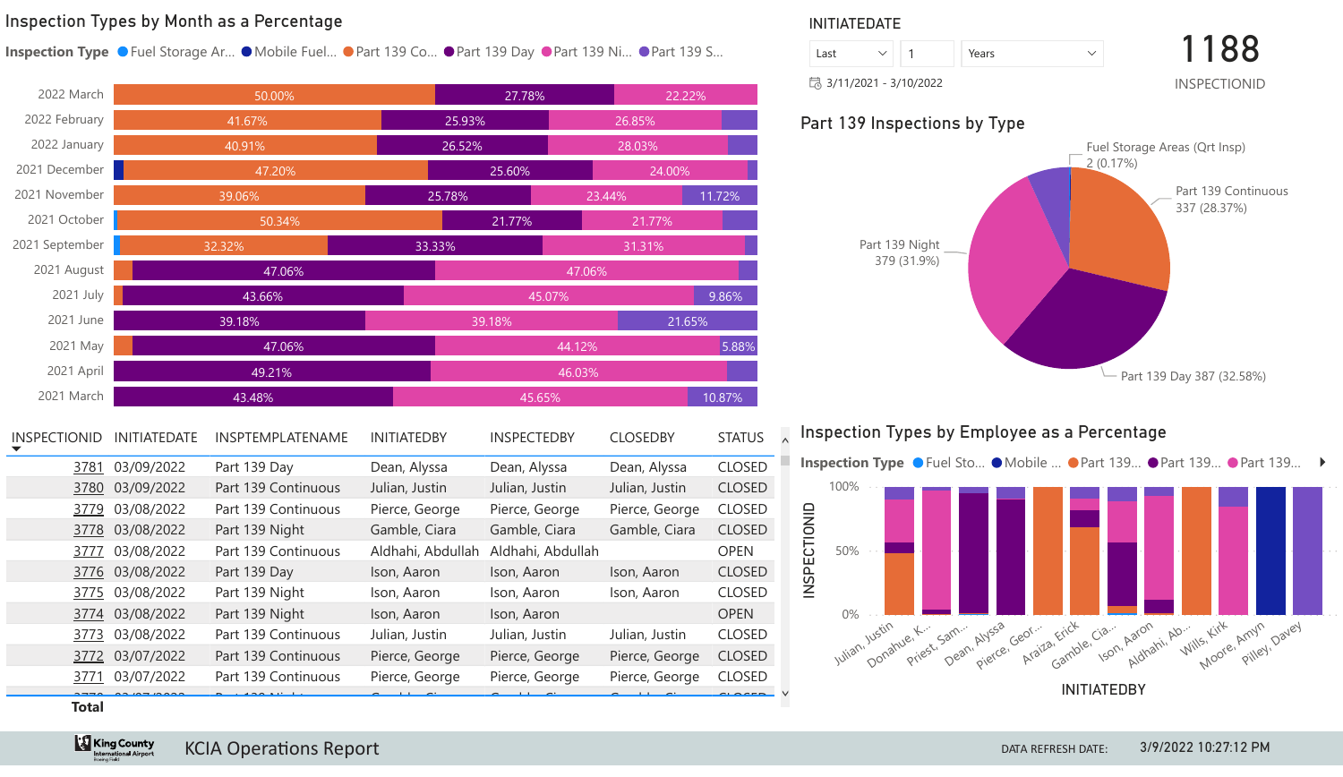## Inspection Types by Month as a Percentage

Inspection Type: Fuel Storage Ar... | Mobile Fuel... | Part 139 Co... | Part 139 Day | Part 139 Ni... | Part 139 S...

| Month | Part 139 Co... | Part 139 Day | Part 139 Ni... | Part 139 S... |
|---|---|---|---|---|
| 2022 March | 50.00% | 27.78% | 22.22% | |
| 2022 February | 41.67% | 25.93% | 26.85% | |
| 2022 January | 40.91% | 26.52% | 28.03% | |
| 2021 December | 47.20% | 25.60% | 24.00% | |
| 2021 November | 39.06% | 25.78% | 23.44% | 11.72% |
| 2021 October | 50.34% | 21.77% | 21.77% | |
| 2021 September | 32.32% | 33.33% | 31.31% | |
| 2021 August | | 47.06% | 47.06% | |
| 2021 July | | 43.66% | 45.07% | 9.86% |
| 2021 June | | 39.18% | 39.18% | 21.65% |
| 2021 May | | 47.06% | 44.12% | 5.88% |
| 2021 April | | 49.21% | 46.03% | |
| 2021 March | | 43.48% | 45.65% | 10.87% |

INITIATEDATE: Last 1 Years

3/11/2021 - 3/10/2022

**1188**
INSPECTIONID

## Part 139 Inspections by Type

- Fuel Storage Areas (Qrt Insp) 2 (0.17%)
- Part 139 Continuous 337 (28.37%)
- Part 139 Night 379 (31.9%)
- Part 139 Day 387 (32.58%)

| INSPECTIONID | INITIATEDATE | INSPTEMPLATENAME | INITIATEDBY | INSPECTEDBY | CLOSEDBY | STATUS |
|---|---|---|---|---|---|---|
| 3781 | 03/09/2022 | Part 139 Day | Dean, Alyssa | Dean, Alyssa | Dean, Alyssa | CLOSED |
| 3780 | 03/09/2022 | Part 139 Continuous | Julian, Justin | Julian, Justin | Julian, Justin | CLOSED |
| 3779 | 03/08/2022 | Part 139 Continuous | Pierce, George | Pierce, George | Pierce, George | CLOSED |
| 3778 | 03/08/2022 | Part 139 Night | Gamble, Ciara | Gamble, Ciara | Gamble, Ciara | CLOSED |
| 3777 | 03/08/2022 | Part 139 Continuous | Aldhahi, Abdullah | Aldhahi, Abdullah | | OPEN |
| 3776 | 03/08/2022 | Part 139 Day | Ison, Aaron | Ison, Aaron | Ison, Aaron | CLOSED |
| 3775 | 03/08/2022 | Part 139 Night | Ison, Aaron | Ison, Aaron | Ison, Aaron | CLOSED |
| 3774 | 03/08/2022 | Part 139 Night | Ison, Aaron | Ison, Aaron | | OPEN |
| 3773 | 03/08/2022 | Part 139 Continuous | Julian, Justin | Julian, Justin | Julian, Justin | CLOSED |
| 3772 | 03/07/2022 | Part 139 Continuous | Pierce, George | Pierce, George | Pierce, George | CLOSED |
| 3771 | 03/07/2022 | Part 139 Continuous | Pierce, George | Pierce, George | Pierce, George | CLOSED |
| Total | | | | | | |

## Inspection Types by Employee as a Percentage

Inspection Type: Fuel Sto... | Mobile ... | Part 139... | Part 139... | Part 139...

INSPECTIONID (0%, 50%, 100%) by INITIATEDBY: Julian, Justin; Donahue, K...; Priest, Sam...; Dean, Alyssa; Pierce, Geor...; Araiza, Erick; Gamble, Cia...; Ison, Aaron; Aldhahi, Ab...; Wills, Kirk; Moore, Amyn; Pilley, Davey

KCIA Operations Report

DATA REFRESH DATE: 3/9/2022 10:27:12 PM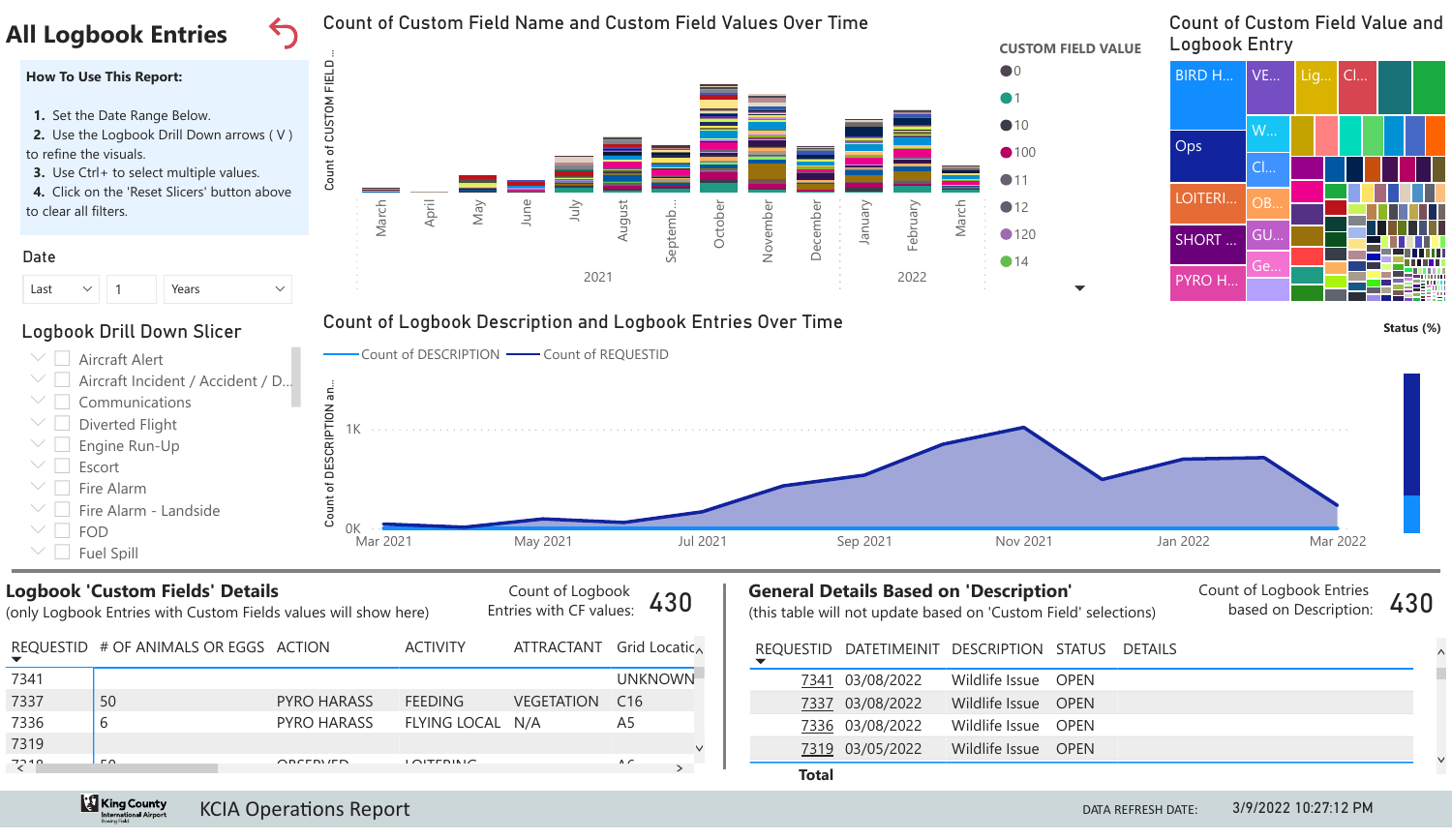# All Logbook Entries

**How To Use This Report:**

1. Set the Date Range Below.
2. Use the Logbook Drill Down arrows ( V ) to refine the visuals.
3. Use Ctrl+ to select multiple values.
4. Click on the 'Reset Slicers' button above to clear all filters.

## Date

Last | 1 | Years

## Logbook Drill Down Slicer

- Aircraft Alert
- Aircraft Incident / Accident / D...
- Communications
- Diverted Flight
- Engine Run-Up
- Escort
- Fire Alarm
- Fire Alarm - Landside
- FOD
- Fuel Spill

## Count of Custom Field Name and Custom Field Values Over Time

Count of CUSTOM FIELD D...

March, April, May, June, July, August, Septemb..., October, November, December, January, February, March

2021 | 2022

CUSTOM FIELD VALUE: 0, 1, 10, 100, 11, 12, 120, 14

## Count of Custom Field Value and Logbook Entry

BIRD H..., VE..., Lig..., Cl..., Ops, W..., Cl..., LOITERI..., OB..., SHORT ..., GU..., PYRO H..., Ge...

## Count of Logbook Description and Logbook Entries Over Time

Count of DESCRIPTION — Count of REQUESTID

Count of DESCRIPTION an...

1K

0K

Mar 2021, May 2021, Jul 2021, Sep 2021, Nov 2021, Jan 2022, Mar 2022

Status (%)

## Logbook 'Custom Fields' Details

(only Logbook Entries with Custom Fields values will show here)

Count of Logbook Entries with CF values: **430**

| REQUESTID | # OF ANIMALS OR EGGS | ACTION | ACTIVITY | ATTRACTANT | Grid Locatio |
|---|---|---|---|---|---|
| 7341 | | | | | UNKNOWN |
| 7337 | 50 | PYRO HARASS | FEEDING | VEGETATION | C16 |
| 7336 | 6 | PYRO HARASS | FLYING LOCAL | N/A | A5 |
| 7319 | | | | | |

## General Details Based on 'Description'

(this table will not update based on 'Custom Field' selections)

Count of Logbook Entries based on Description: **430**

| REQUESTID | DATETIMEINIT | DESCRIPTION | STATUS | DETAILS |
|---|---|---|---|---|
| 7341 | 03/08/2022 | Wildlife Issue | OPEN | |
| 7337 | 03/08/2022 | Wildlife Issue | OPEN | |
| 7336 | 03/08/2022 | Wildlife Issue | OPEN | |
| 7319 | 03/05/2022 | Wildlife Issue | OPEN | |
| **Total** | | | | |

King County International Airport Boeing Field — KCIA Operations Report

DATA REFRESH DATE: 3/9/2022 10:27:12 PM